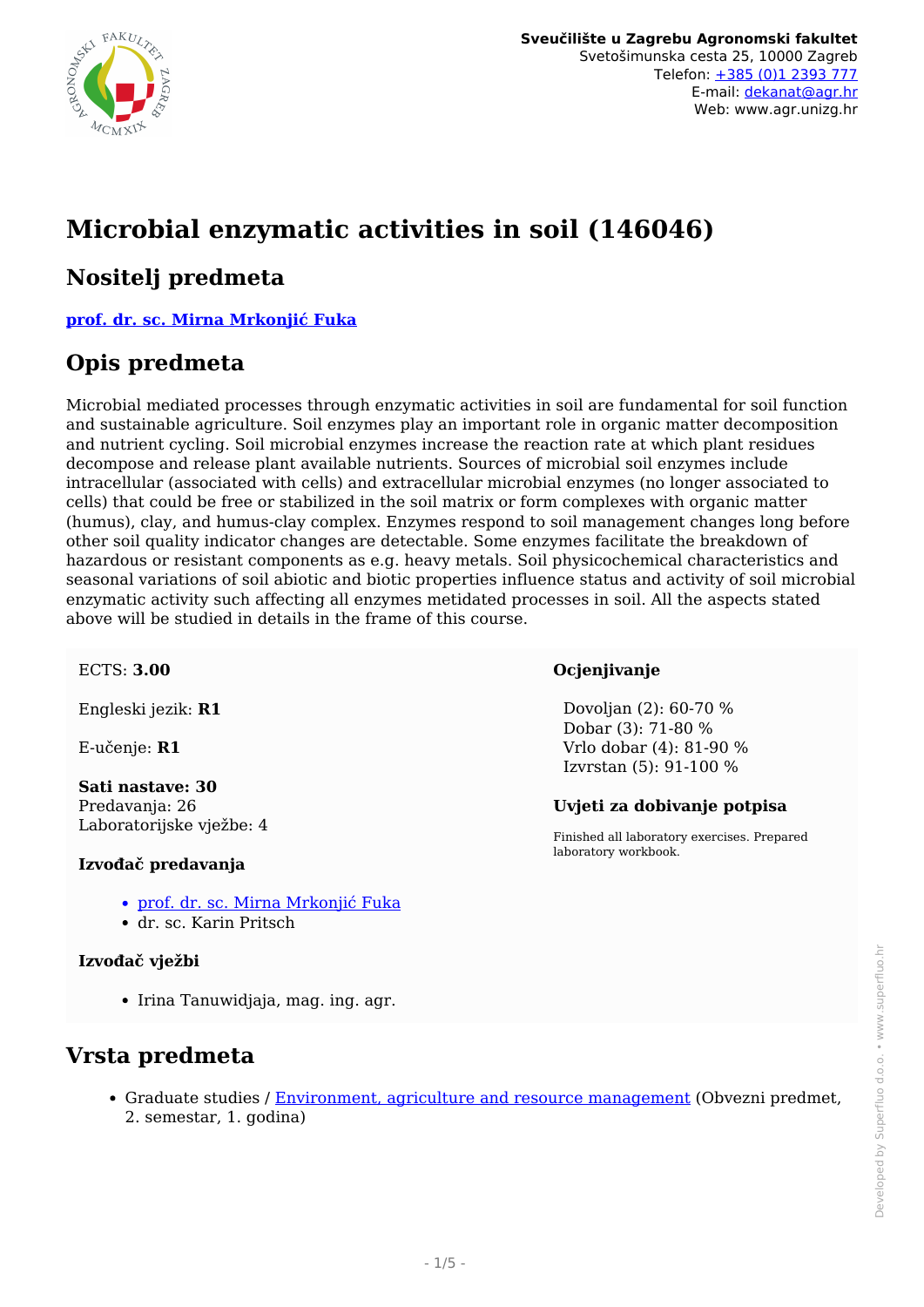Sveučilište u Zagrebu Agronomski fakultet
Svetošimunska cesta 25, 10000 Zagreb
Telefon: +385 (0)1 2393 777
E-mail: dekanat@agr.hr
Web: www.agr.unizg.hr

# Microbial enzymatic activities in soil (146046)

## Nositelj predmeta

**prof. dr. sc. Mirna Mrkonjić Fuka**

## Opis predmeta

Microbial mediated processes through enzymatic activities in soil are fundamental for soil function and sustainable agriculture. Soil enzymes play an important role in organic matter decomposition and nutrient cycling. Soil microbial enzymes increase the reaction rate at which plant residues decompose and release plant available nutrients. Sources of microbial soil enzymes include intracellular (associated with cells) and extracellular microbial enzymes (no longer associated to cells) that could be free or stabilized in the soil matrix or form complexes with organic matter (humus), clay, and humus-clay complex. Enzymes respond to soil management changes long before other soil quality indicator changes are detectable. Some enzymes facilitate the breakdown of hazardous or resistant components as e.g. heavy metals. Soil physicochemical characteristics and seasonal variations of soil abiotic and biotic properties influence status and activity of soil microbial enzymatic activity such affecting all enzymes metidated processes in soil. All the aspects stated above will be studied in details in the frame of this course.

ECTS: **3.00**

Engleski jezik: **R1**

E-učenje: **R1**

**Sati nastave: 30**
Predavanja: 26
Laboratorijske vježbe: 4

**Izvođač predavanja**

- prof. dr. sc. Mirna Mrkonjić Fuka
- dr. sc. Karin Pritsch

**Izvođač vježbi**

- Irina Tanuwidjaja, mag. ing. agr.

**Ocjenjivanje**

Dovoljan (2): 60-70 %
Dobar (3): 71-80 %
Vrlo dobar (4): 81-90 %
Izvrstan (5): 91-100 %

**Uvjeti za dobivanje potpisa**

Finished all laboratory exercises. Prepared laboratory workbook.

## Vrsta predmeta

- Graduate studies / Environment, agriculture and resource management (Obvezni predmet, 2. semestar, 1. godina)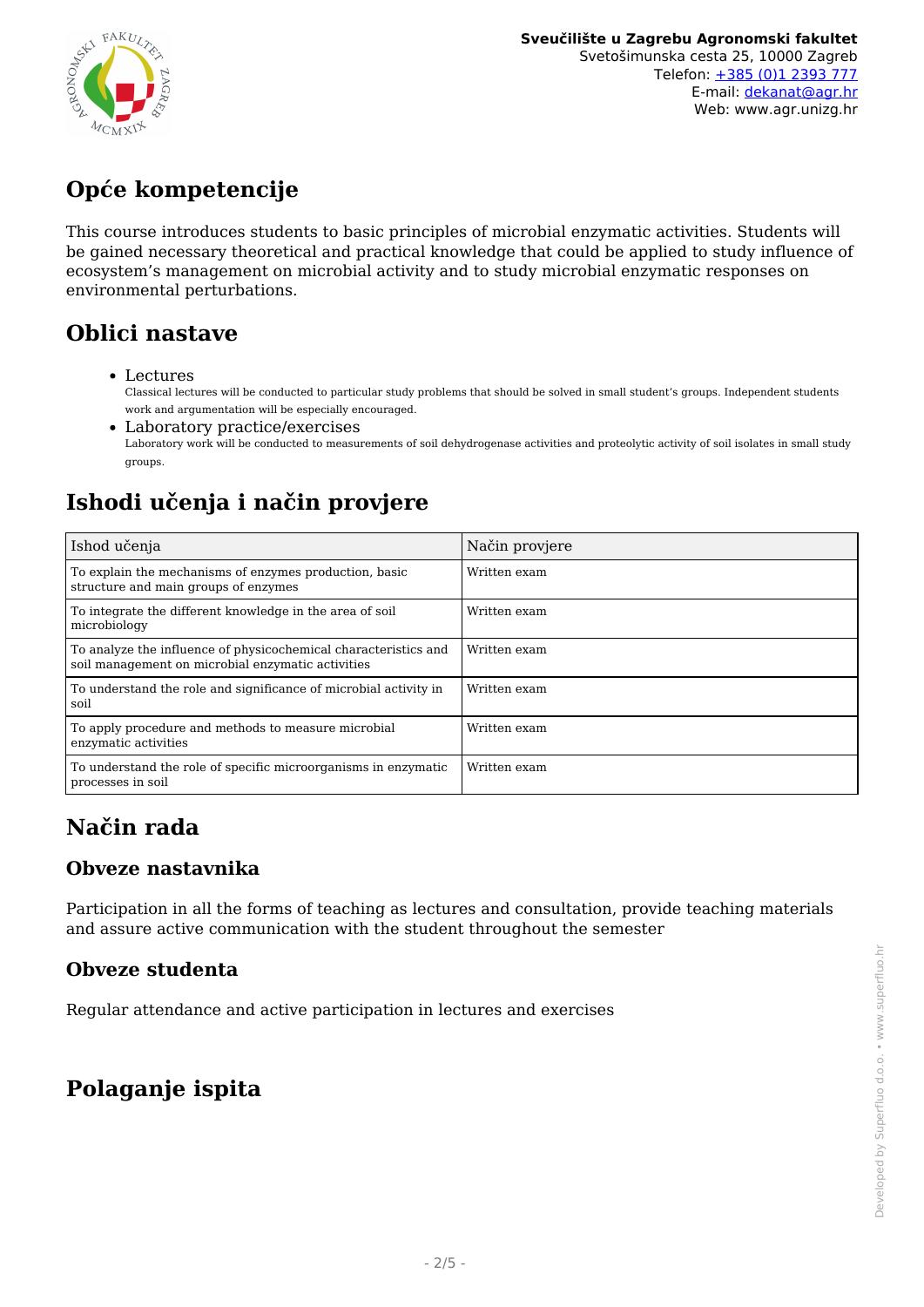## Opće kompetencije

This course introduces students to basic principles of microbial enzymatic activities. Students will be gained necessary theoretical and practical knowledge that could be applied to study influence of ecosystem's management on microbial activity and to study microbial enzymatic responses on environmental perturbations.

## Oblici nastave

- Lectures
  Classical lectures will be conducted to particular study problems that should be solved in small student's groups. Independent students work and argumentation will be especially encouraged.
- Laboratory practice/exercises
  Laboratory work will be conducted to measurements of soil dehydrogenase activities and proteolytic activity of soil isolates in small study groups.

## Ishodi učenja i način provjere

| Ishod učenja | Način provjere |
|---|---|
| To explain the mechanisms of enzymes production, basic structure and main groups of enzymes | Written exam |
| To integrate the different knowledge in the area of soil microbiology | Written exam |
| To analyze the influence of physicochemical characteristics and soil management on microbial enzymatic activities | Written exam |
| To understand the role and significance of microbial activity in soil | Written exam |
| To apply procedure and methods to measure microbial enzymatic activities | Written exam |
| To understand the role of specific microorganisms in enzymatic processes in soil | Written exam |

## Način rada

### Obveze nastavnika

Participation in all the forms of teaching as lectures and consultation, provide teaching materials and assure active communication with the student throughout the semester

### Obveze studenta

Regular attendance and active participation in lectures and exercises

## Polaganje ispita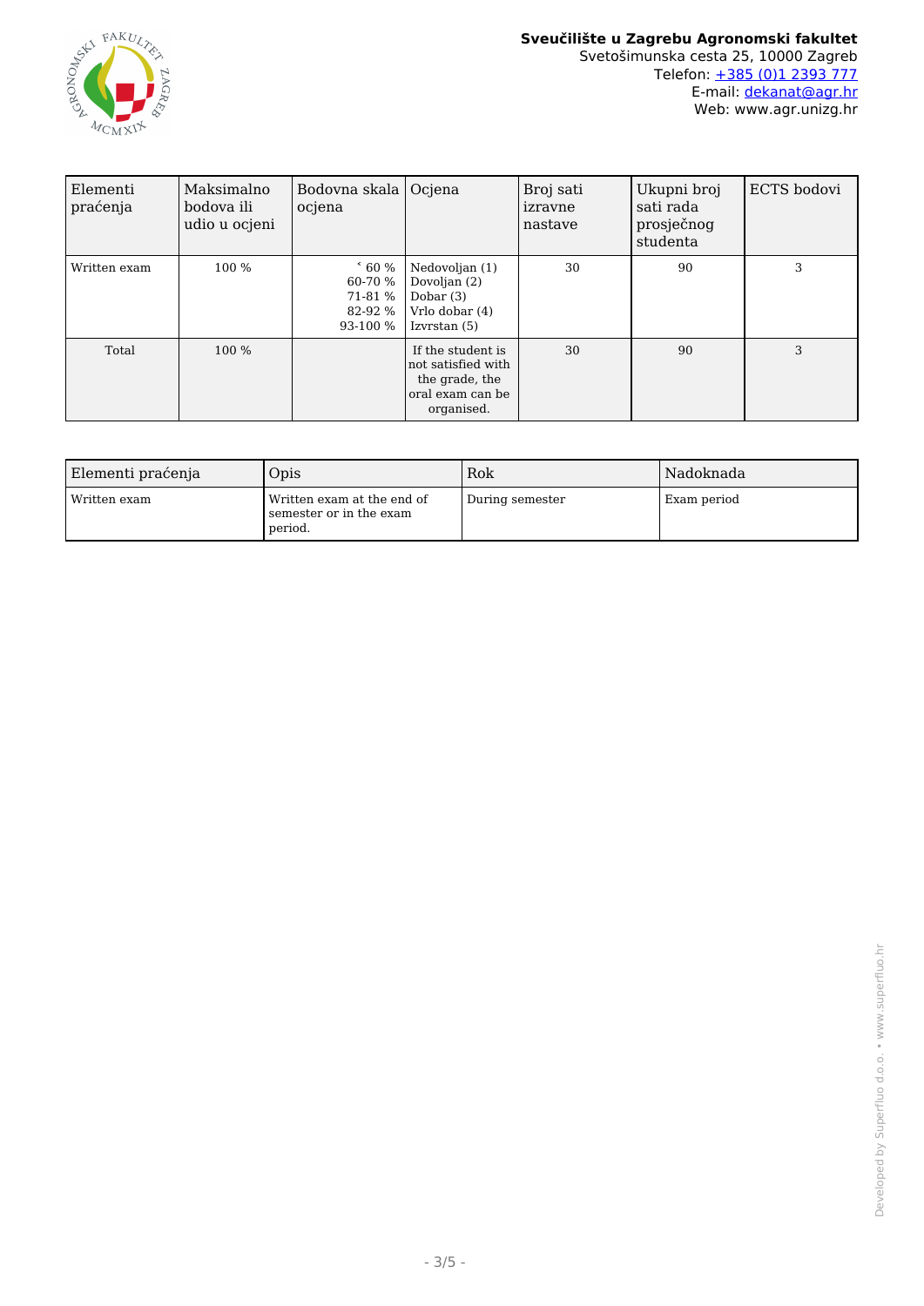| Elementi praćenja | Maksimalno bodova ili udio u ocjeni | Bodovna skala ocjena | Ocjena | Broj sati izravne nastave | Ukupni broj sati rada prosječnog studenta | ECTS bodovi |
| --- | --- | --- | --- | --- | --- | --- |
| Written exam | 100 % | ˂ 60 %<br>60-70 %<br>71-81 %<br>82-92 %<br>93-100 % | Nedovoljan (1)<br>Dovoljan (2)<br>Dobar (3)<br>Vrlo dobar (4)<br>Izvrstan (5) | 30 | 90 | 3 |
| Total | 100 % | | If the student is not satisfied with the grade, the oral exam can be organised. | 30 | 90 | 3 |

| Elementi praćenja | Opis | Rok | Nadoknada |
| --- | --- | --- | --- |
| Written exam | Written exam at the end of semester or in the exam period. | During semester | Exam period |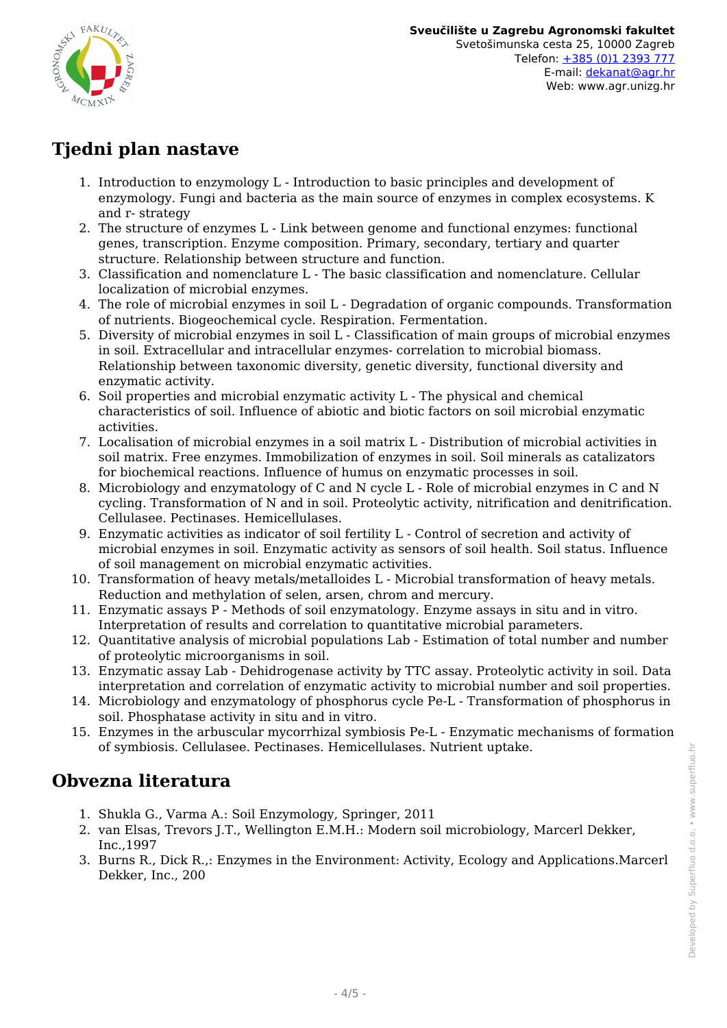## Tjedni plan nastave

1. Introduction to enzymology L - Introduction to basic principles and development of enzymology. Fungi and bacteria as the main source of enzymes in complex ecosystems. K and r- strategy
2. The structure of enzymes L - Link between genome and functional enzymes: functional genes, transcription. Enzyme composition. Primary, secondary, tertiary and quarter structure. Relationship between structure and function.
3. Classification and nomenclature L - The basic classification and nomenclature. Cellular localization of microbial enzymes.
4. The role of microbial enzymes in soil L - Degradation of organic compounds. Transformation of nutrients. Biogeochemical cycle. Respiration. Fermentation.
5. Diversity of microbial enzymes in soil L - Classification of main groups of microbial enzymes in soil. Extracellular and intracellular enzymes- correlation to microbial biomass. Relationship between taxonomic diversity, genetic diversity, functional diversity and enzymatic activity.
6. Soil properties and microbial enzymatic activity L - The physical and chemical characteristics of soil. Influence of abiotic and biotic factors on soil microbial enzymatic activities.
7. Localisation of microbial enzymes in a soil matrix L - Distribution of microbial activities in soil matrix. Free enzymes. Immobilization of enzymes in soil. Soil minerals as catalizators for biochemical reactions. Influence of humus on enzymatic processes in soil.
8. Microbiology and enzymatology of C and N cycle L - Role of microbial enzymes in C and N cycling. Transformation of N and in soil. Proteolytic activity, nitrification and denitrification. Cellulasee. Pectinases. Hemicellulases.
9. Enzymatic activities as indicator of soil fertility L - Control of secretion and activity of microbial enzymes in soil. Enzymatic activity as sensors of soil health. Soil status. Influence of soil management on microbial enzymatic activities.
10. Transformation of heavy metals/metalloides L - Microbial transformation of heavy metals. Reduction and methylation of selen, arsen, chrom and mercury.
11. Enzymatic assays P - Methods of soil enzymatology. Enzyme assays in situ and in vitro. Interpretation of results and correlation to quantitative microbial parameters.
12. Quantitative analysis of microbial populations Lab - Estimation of total number and number of proteolytic microorganisms in soil.
13. Enzymatic assay Lab - Dehidrogenase activity by TTC assay. Proteolytic activity in soil. Data interpretation and correlation of enzymatic activity to microbial number and soil properties.
14. Microbiology and enzymatology of phosphorus cycle Pe-L - Transformation of phosphorus in soil. Phosphatase activity in situ and in vitro.
15. Enzymes in the arbuscular mycorrhizal symbiosis Pe-L - Enzymatic mechanisms of formation of symbiosis. Cellulasee. Pectinases. Hemicellulases. Nutrient uptake.

## Obvezna literatura

1. Shukla G., Varma A.: Soil Enzymology, Springer, 2011
2. van Elsas, Trevors J.T., Wellington E.M.H.: Modern soil microbiology, Marcerl Dekker, Inc.,1997
3. Burns R., Dick R.,: Enzymes in the Environment: Activity, Ecology and Applications.Marcerl Dekker, Inc., 200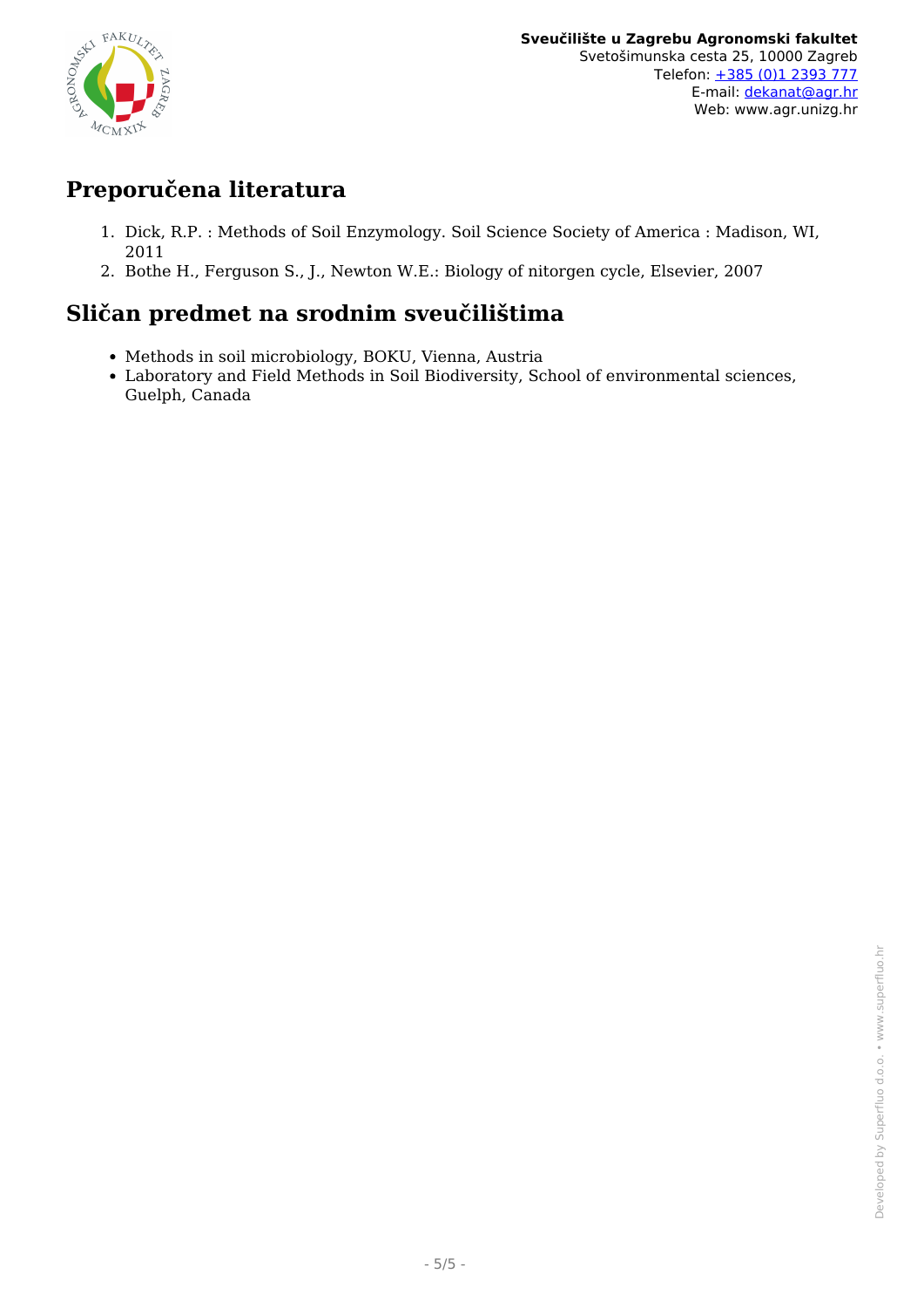## Preporučena literatura

1. Dick, R.P. : Methods of Soil Enzymology. Soil Science Society of America : Madison, WI, 2011
2. Bothe H., Ferguson S., J., Newton W.E.: Biology of nitorgen cycle, Elsevier, 2007

## Sličan predmet na srodnim sveučilištima

- Methods in soil microbiology, BOKU, Vienna, Austria
- Laboratory and Field Methods in Soil Biodiversity, School of environmental sciences, Guelph, Canada